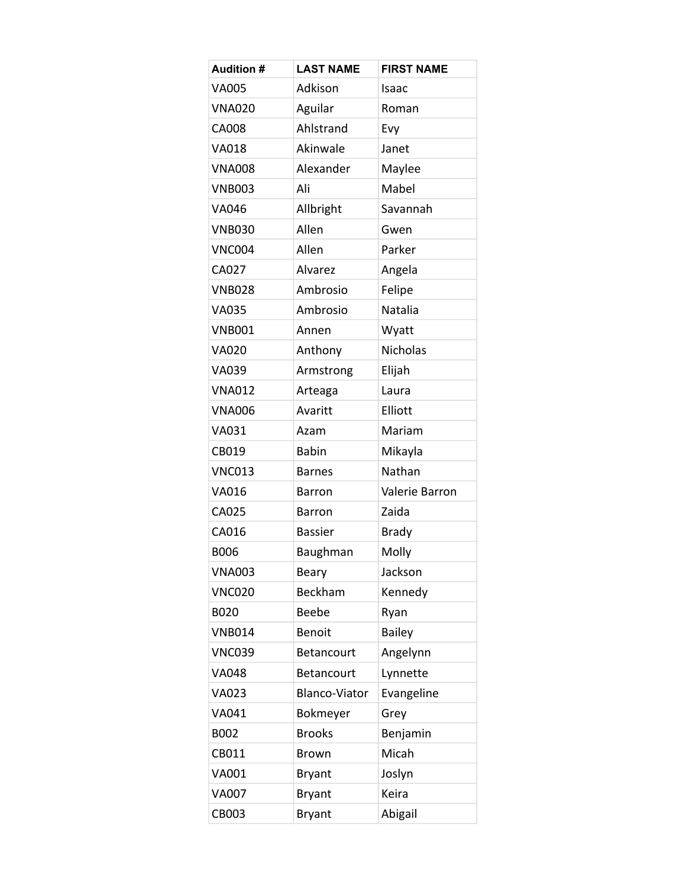| Audition # | LAST NAME | FIRST NAME |
|---|---|---|
| VA005 | Adkison | Isaac |
| VNA020 | Aguilar | Roman |
| CA008 | Ahlstrand | Evy |
| VA018 | Akinwale | Janet |
| VNA008 | Alexander | Maylee |
| VNB003 | Ali | Mabel |
| VA046 | Allbright | Savannah |
| VNB030 | Allen | Gwen |
| VNC004 | Allen | Parker |
| CA027 | Alvarez | Angela |
| VNB028 | Ambrosio | Felipe |
| VA035 | Ambrosio | Natalia |
| VNB001 | Annen | Wyatt |
| VA020 | Anthony | Nicholas |
| VA039 | Armstrong | Elijah |
| VNA012 | Arteaga | Laura |
| VNA006 | Avaritt | Elliott |
| VA031 | Azam | Mariam |
| CB019 | Babin | Mikayla |
| VNC013 | Barnes | Nathan |
| VA016 | Barron | Valerie Barron |
| CA025 | Barron | Zaida |
| CA016 | Bassier | Brady |
| B006 | Baughman | Molly |
| VNA003 | Beary | Jackson |
| VNC020 | Beckham | Kennedy |
| B020 | Beebe | Ryan |
| VNB014 | Benoit | Bailey |
| VNC039 | Betancourt | Angelynn |
| VA048 | Betancourt | Lynnette |
| VA023 | Blanco-Viator | Evangeline |
| VA041 | Bokmeyer | Grey |
| B002 | Brooks | Benjamin |
| CB011 | Brown | Micah |
| VA001 | Bryant | Joslyn |
| VA007 | Bryant | Keira |
| CB003 | Bryant | Abigail |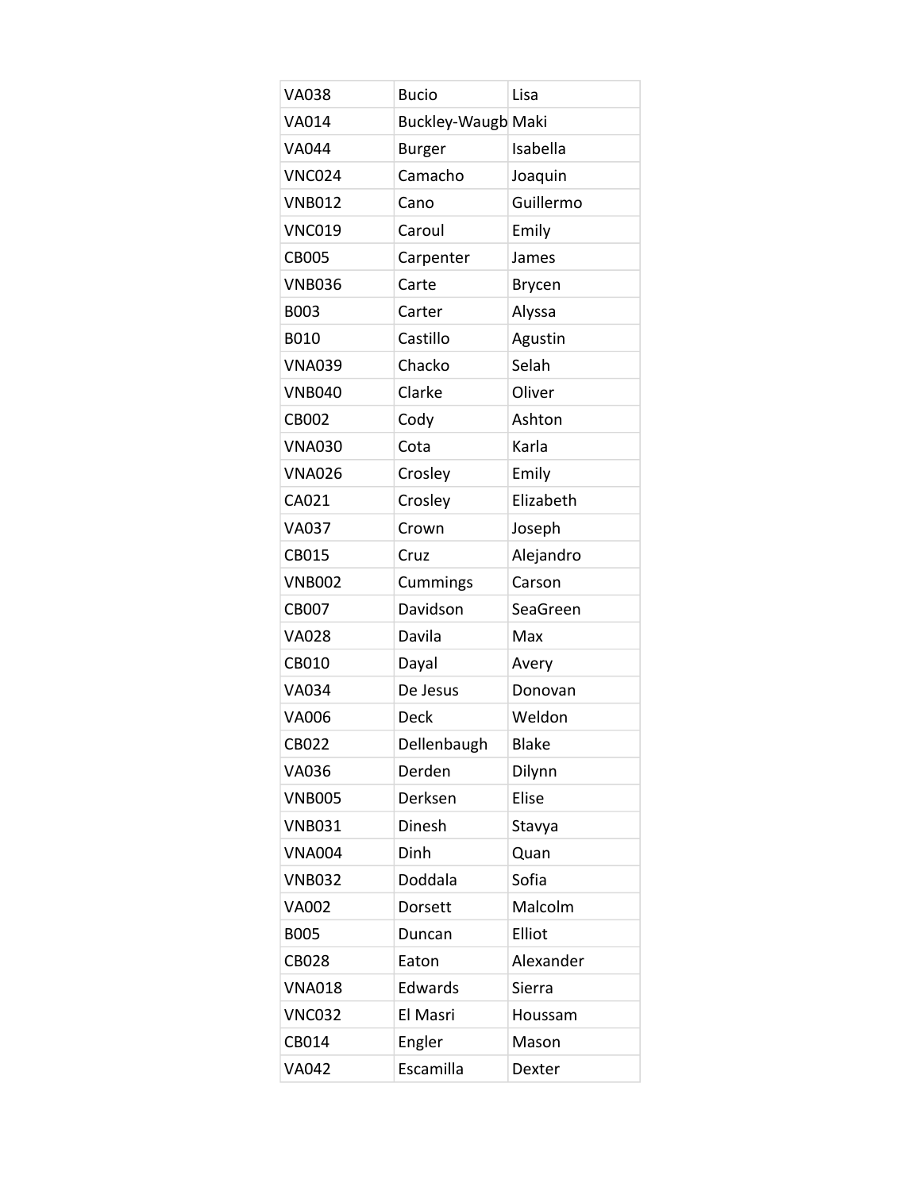| | | |
|---|---|---|
| VA038 | Bucio | Lisa |
| VA014 | Buckley-Waugb | Maki |
| VA044 | Burger | Isabella |
| VNC024 | Camacho | Joaquin |
| VNB012 | Cano | Guillermo |
| VNC019 | Caroul | Emily |
| CB005 | Carpenter | James |
| VNB036 | Carte | Brycen |
| B003 | Carter | Alyssa |
| B010 | Castillo | Agustin |
| VNA039 | Chacko | Selah |
| VNB040 | Clarke | Oliver |
| CB002 | Cody | Ashton |
| VNA030 | Cota | Karla |
| VNA026 | Crosley | Emily |
| CA021 | Crosley | Elizabeth |
| VA037 | Crown | Joseph |
| CB015 | Cruz | Alejandro |
| VNB002 | Cummings | Carson |
| CB007 | Davidson | SeaGreen |
| VA028 | Davila | Max |
| CB010 | Dayal | Avery |
| VA034 | De Jesus | Donovan |
| VA006 | Deck | Weldon |
| CB022 | Dellenbaugh | Blake |
| VA036 | Derden | Dilynn |
| VNB005 | Derksen | Elise |
| VNB031 | Dinesh | Stavya |
| VNA004 | Dinh | Quan |
| VNB032 | Doddala | Sofia |
| VA002 | Dorsett | Malcolm |
| B005 | Duncan | Elliot |
| CB028 | Eaton | Alexander |
| VNA018 | Edwards | Sierra |
| VNC032 | El Masri | Houssam |
| CB014 | Engler | Mason |
| VA042 | Escamilla | Dexter |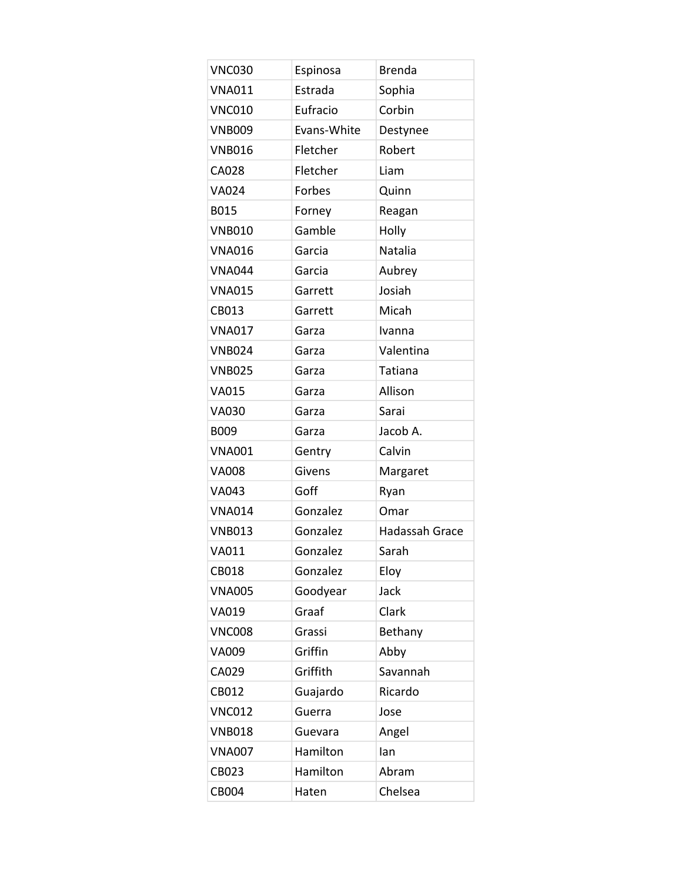|  |  |  |
| --- | --- | --- |
| VNC030 | Espinosa | Brenda |
| VNA011 | Estrada | Sophia |
| VNC010 | Eufracio | Corbin |
| VNB009 | Evans-White | Destynee |
| VNB016 | Fletcher | Robert |
| CA028 | Fletcher | Liam |
| VA024 | Forbes | Quinn |
| B015 | Forney | Reagan |
| VNB010 | Gamble | Holly |
| VNA016 | Garcia | Natalia |
| VNA044 | Garcia | Aubrey |
| VNA015 | Garrett | Josiah |
| CB013 | Garrett | Micah |
| VNA017 | Garza | Ivanna |
| VNB024 | Garza | Valentina |
| VNB025 | Garza | Tatiana |
| VA015 | Garza | Allison |
| VA030 | Garza | Sarai |
| B009 | Garza | Jacob A. |
| VNA001 | Gentry | Calvin |
| VA008 | Givens | Margaret |
| VA043 | Goff | Ryan |
| VNA014 | Gonzalez | Omar |
| VNB013 | Gonzalez | Hadassah Grace |
| VA011 | Gonzalez | Sarah |
| CB018 | Gonzalez | Eloy |
| VNA005 | Goodyear | Jack |
| VA019 | Graaf | Clark |
| VNC008 | Grassi | Bethany |
| VA009 | Griffin | Abby |
| CA029 | Griffith | Savannah |
| CB012 | Guajardo | Ricardo |
| VNC012 | Guerra | Jose |
| VNB018 | Guevara | Angel |
| VNA007 | Hamilton | Ian |
| CB023 | Hamilton | Abram |
| CB004 | Haten | Chelsea |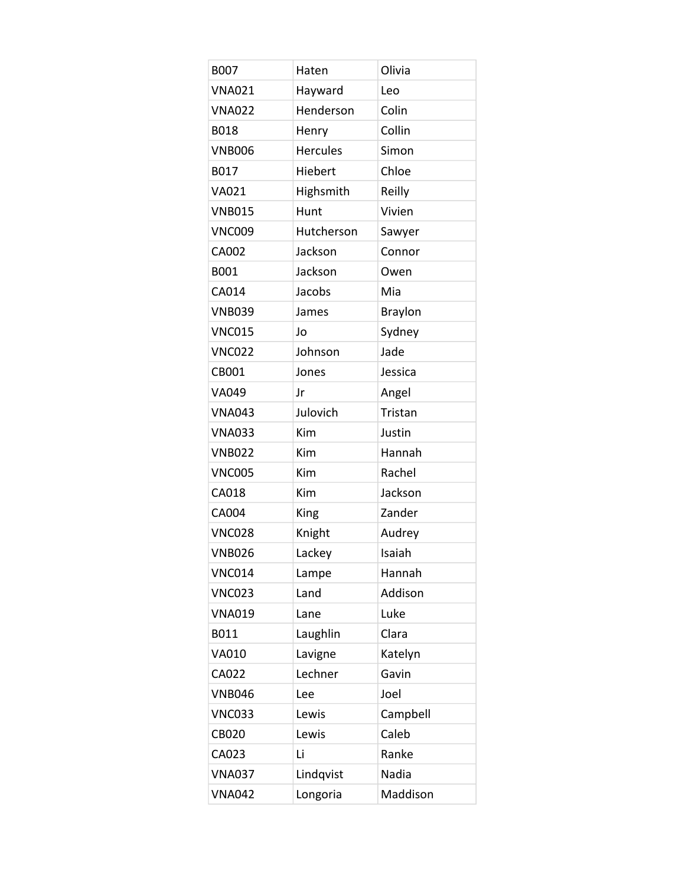| B007 | Haten | Olivia |
|---|---|---|
| VNA021 | Hayward | Leo |
| VNA022 | Henderson | Colin |
| B018 | Henry | Collin |
| VNB006 | Hercules | Simon |
| B017 | Hiebert | Chloe |
| VA021 | Highsmith | Reilly |
| VNB015 | Hunt | Vivien |
| VNC009 | Hutcherson | Sawyer |
| CA002 | Jackson | Connor |
| B001 | Jackson | Owen |
| CA014 | Jacobs | Mia |
| VNB039 | James | Braylon |
| VNC015 | Jo | Sydney |
| VNC022 | Johnson | Jade |
| CB001 | Jones | Jessica |
| VA049 | Jr | Angel |
| VNA043 | Julovich | Tristan |
| VNA033 | Kim | Justin |
| VNB022 | Kim | Hannah |
| VNC005 | Kim | Rachel |
| CA018 | Kim | Jackson |
| CA004 | King | Zander |
| VNC028 | Knight | Audrey |
| VNB026 | Lackey | Isaiah |
| VNC014 | Lampe | Hannah |
| VNC023 | Land | Addison |
| VNA019 | Lane | Luke |
| B011 | Laughlin | Clara |
| VA010 | Lavigne | Katelyn |
| CA022 | Lechner | Gavin |
| VNB046 | Lee | Joel |
| VNC033 | Lewis | Campbell |
| CB020 | Lewis | Caleb |
| CA023 | Li | Ranke |
| VNA037 | Lindqvist | Nadia |
| VNA042 | Longoria | Maddison |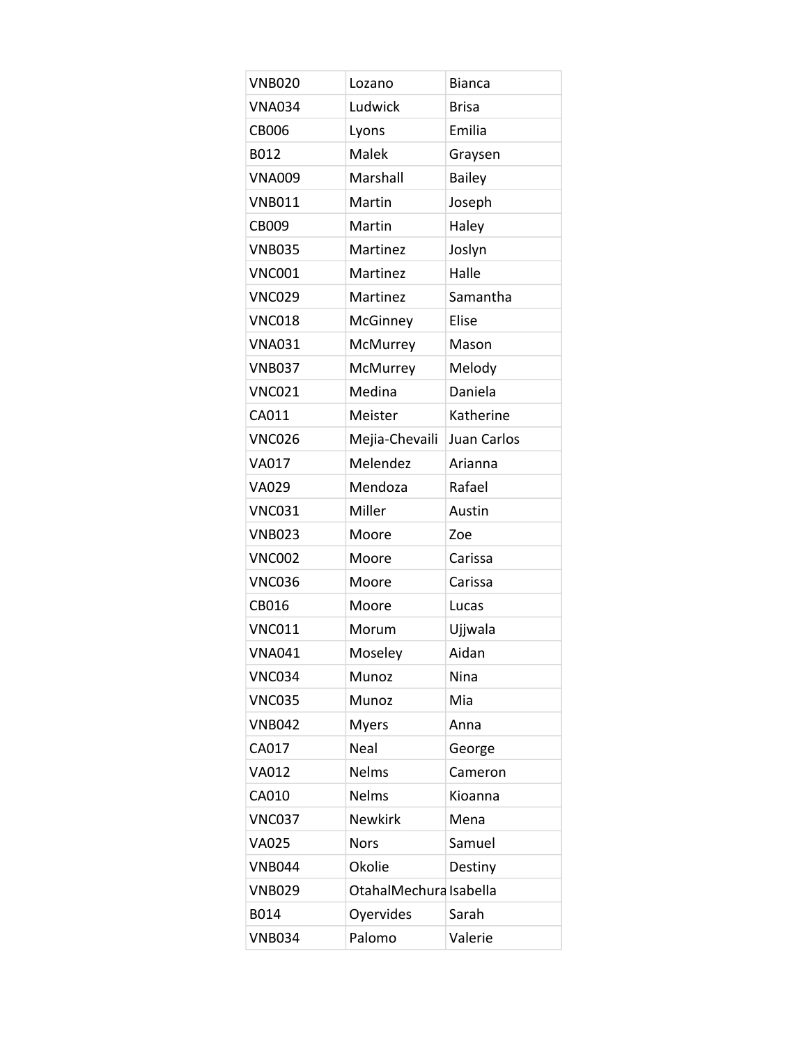| VNB020 | Lozano | Bianca |
|---|---|---|
| VNA034 | Ludwick | Brisa |
| CB006 | Lyons | Emilia |
| B012 | Malek | Graysen |
| VNA009 | Marshall | Bailey |
| VNB011 | Martin | Joseph |
| CB009 | Martin | Haley |
| VNB035 | Martinez | Joslyn |
| VNC001 | Martinez | Halle |
| VNC029 | Martinez | Samantha |
| VNC018 | McGinney | Elise |
| VNA031 | McMurrey | Mason |
| VNB037 | McMurrey | Melody |
| VNC021 | Medina | Daniela |
| CA011 | Meister | Katherine |
| VNC026 | Mejia-Chevaili | Juan Carlos |
| VA017 | Melendez | Arianna |
| VA029 | Mendoza | Rafael |
| VNC031 | Miller | Austin |
| VNB023 | Moore | Zoe |
| VNC002 | Moore | Carissa |
| VNC036 | Moore | Carissa |
| CB016 | Moore | Lucas |
| VNC011 | Morum | Ujjwala |
| VNA041 | Moseley | Aidan |
| VNC034 | Munoz | Nina |
| VNC035 | Munoz | Mia |
| VNB042 | Myers | Anna |
| CA017 | Neal | George |
| VA012 | Nelms | Cameron |
| CA010 | Nelms | Kioanna |
| VNC037 | Newkirk | Mena |
| VA025 | Nors | Samuel |
| VNB044 | Okolie | Destiny |
| VNB029 | OtahalMechura | Isabella |
| B014 | Oyervides | Sarah |
| VNB034 | Palomo | Valerie |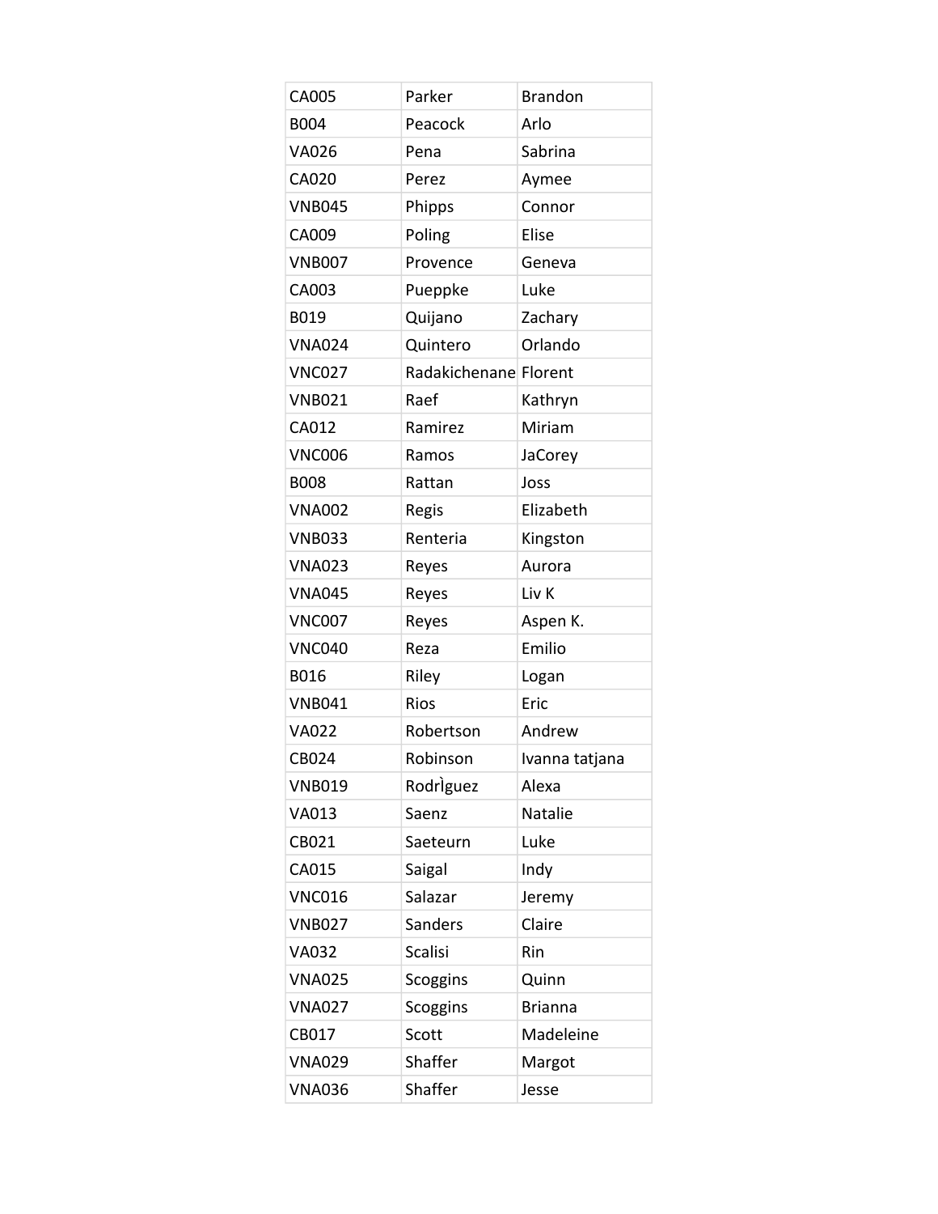| CA005 | Parker | Brandon |
|---|---|---|
| B004 | Peacock | Arlo |
| VA026 | Pena | Sabrina |
| CA020 | Perez | Aymee |
| VNB045 | Phipps | Connor |
| CA009 | Poling | Elise |
| VNB007 | Provence | Geneva |
| CA003 | Pueppke | Luke |
| B019 | Quijano | Zachary |
| VNA024 | Quintero | Orlando |
| VNC027 | Radakichenane | Florent |
| VNB021 | Raef | Kathryn |
| CA012 | Ramirez | Miriam |
| VNC006 | Ramos | JaCorey |
| B008 | Rattan | Joss |
| VNA002 | Regis | Elizabeth |
| VNB033 | Renteria | Kingston |
| VNA023 | Reyes | Aurora |
| VNA045 | Reyes | Liv K |
| VNC007 | Reyes | Aspen K. |
| VNC040 | Reza | Emilio |
| B016 | Riley | Logan |
| VNB041 | Rios | Eric |
| VA022 | Robertson | Andrew |
| CB024 | Robinson | Ivanna tatjana |
| VNB019 | RodrÌguez | Alexa |
| VA013 | Saenz | Natalie |
| CB021 | Saeteurn | Luke |
| CA015 | Saigal | Indy |
| VNC016 | Salazar | Jeremy |
| VNB027 | Sanders | Claire |
| VA032 | Scalisi | Rin |
| VNA025 | Scoggins | Quinn |
| VNA027 | Scoggins | Brianna |
| CB017 | Scott | Madeleine |
| VNA029 | Shaffer | Margot |
| VNA036 | Shaffer | Jesse |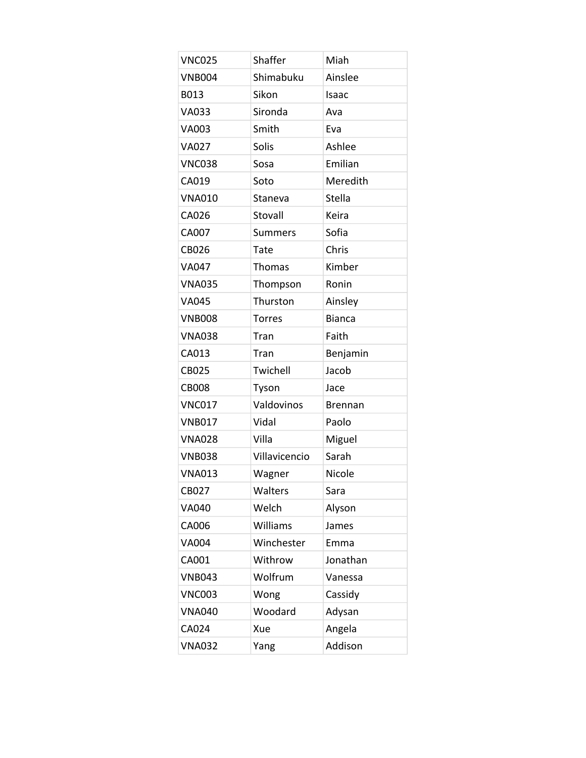| | | |
|---|---|---|
| VNC025 | Shaffer | Miah |
| VNB004 | Shimabuku | Ainslee |
| B013 | Sikon | Isaac |
| VA033 | Sironda | Ava |
| VA003 | Smith | Eva |
| VA027 | Solis | Ashlee |
| VNC038 | Sosa | Emilian |
| CA019 | Soto | Meredith |
| VNA010 | Staneva | Stella |
| CA026 | Stovall | Keira |
| CA007 | Summers | Sofia |
| CB026 | Tate | Chris |
| VA047 | Thomas | Kimber |
| VNA035 | Thompson | Ronin |
| VA045 | Thurston | Ainsley |
| VNB008 | Torres | Bianca |
| VNA038 | Tran | Faith |
| CA013 | Tran | Benjamin |
| CB025 | Twichell | Jacob |
| CB008 | Tyson | Jace |
| VNC017 | Valdovinos | Brennan |
| VNB017 | Vidal | Paolo |
| VNA028 | Villa | Miguel |
| VNB038 | Villavicencio | Sarah |
| VNA013 | Wagner | Nicole |
| CB027 | Walters | Sara |
| VA040 | Welch | Alyson |
| CA006 | Williams | James |
| VA004 | Winchester | Emma |
| CA001 | Withrow | Jonathan |
| VNB043 | Wolfrum | Vanessa |
| VNC003 | Wong | Cassidy |
| VNA040 | Woodard | Adysan |
| CA024 | Xue | Angela |
| VNA032 | Yang | Addison |